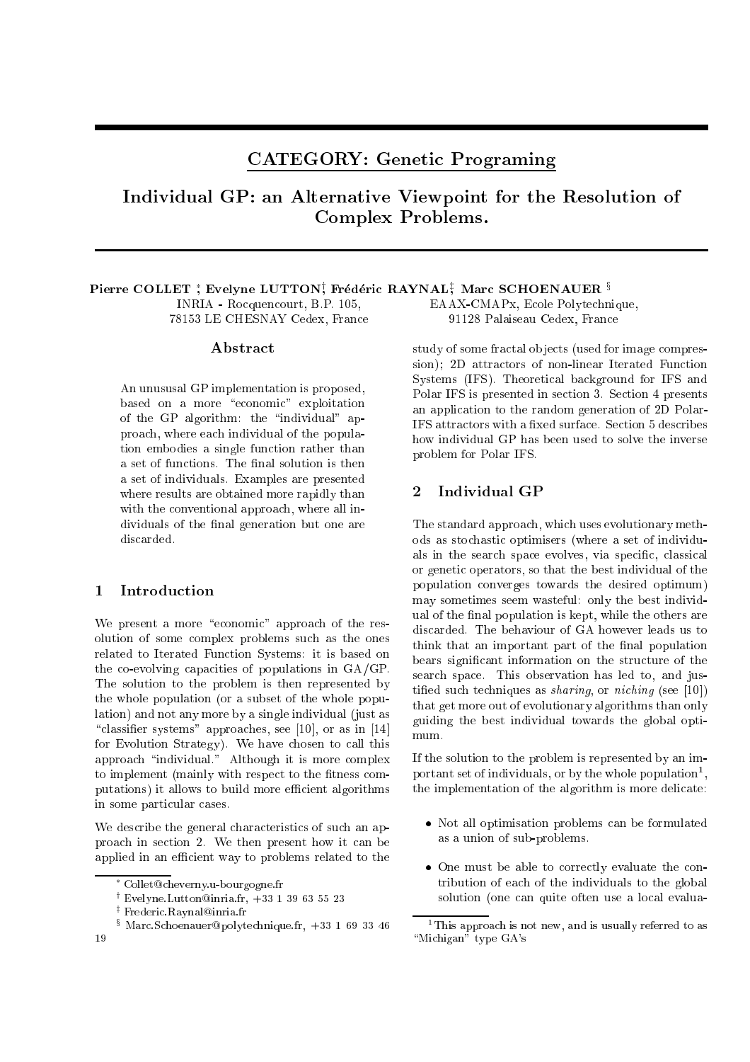# CATEGORY: Genetic Programing

# Individual GP: an Alternative Viewpoint for the Resolution of Complex Problems.

**Pierre COLLET** [*], **Evelyne LUTTON** [†], **Frédéric RAYNAL** [‡], **Marc SCHOENAUER** [§]

INRIA - Rocquencourt, B.P. 105,
78153 LE CHESNAY Cedex, France

EAAX-CMAPx, Ecole Polytechnique,
91128 Palaiseau Cedex, France

## Abstract

An unusual GP implementation is proposed, based on a more "economic" exploitation of the GP algorithm: the "individual" approach, where each individual of the population embodies a single function rather than a set of functions. The final solution is then a set of individuals. Examples are presented where results are obtained more rapidly than with the conventional approach, where all individuals of the final generation but one are discarded.

## 1 Introduction

We present a more "economic" approach of the resolution of some complex problems such as the ones related to Iterated Function Systems: it is based on the co-evolving capacities of populations in GA/GP. The solution to the problem is then represented by the whole population (or a subset of the whole population) and not any more by a single individual (just as "classifier systems" approaches, see [10], or as in [14] for Evolution Strategy). We have chosen to call this approach "individual." Although it is more complex to implement (mainly with respect to the fitness computations) it allows to build more efficient algorithms in some particular cases.

We describe the general characteristics of such an approach in section 2. We then present how it can be applied in an efficient way to problems related to the study of some fractal objects (used for image compression); 2D attractors of non-linear Iterated Function Systems (IFS). Theoretical background for IFS and Polar IFS is presented in section 3. Section 4 presents an application to the random generation of 2D Polar-IFS attractors with a fixed surface. Section 5 describes how individual GP has been used to solve the inverse problem for Polar IFS.

## 2 Individual GP

The standard approach, which uses evolutionary methods as stochastic optimisers (where a set of individuals in the search space evolves, via specific, classical or genetic operators, so that the best individual of the population converges towards the desired optimum) may sometimes seem wasteful: only the best individual of the final population is kept, while the others are discarded. The behaviour of GA however leads us to think that an important part of the final population bears significant information on the structure of the search space. This observation has led to, and justified such techniques as *sharing*, or *niching* (see [10]) that get more out of evolutionary algorithms than only guiding the best individual towards the global optimum.

If the solution to the problem is represented by an important set of individuals, or by the whole population[1], the implementation of the algorithm is more delicate:

- Not all optimisation problems can be formulated as a union of sub-problems.
- One must be able to correctly evaluate the contribution of each of the individuals to the global solution (one can quite often use a local evalua-

---

[*] Collet@cheverny.u-bourgogne.fr

[†] Evelyne.Lutton@inria.fr, +33 1 39 63 55 23

[‡] Frederic.Raynal@inria.fr

[§] Marc.Schoenauer@polytechnique.fr, +33 1 69 33 46 19

[1] This approach is not new, and is usually referred to as "Michigan" type GA's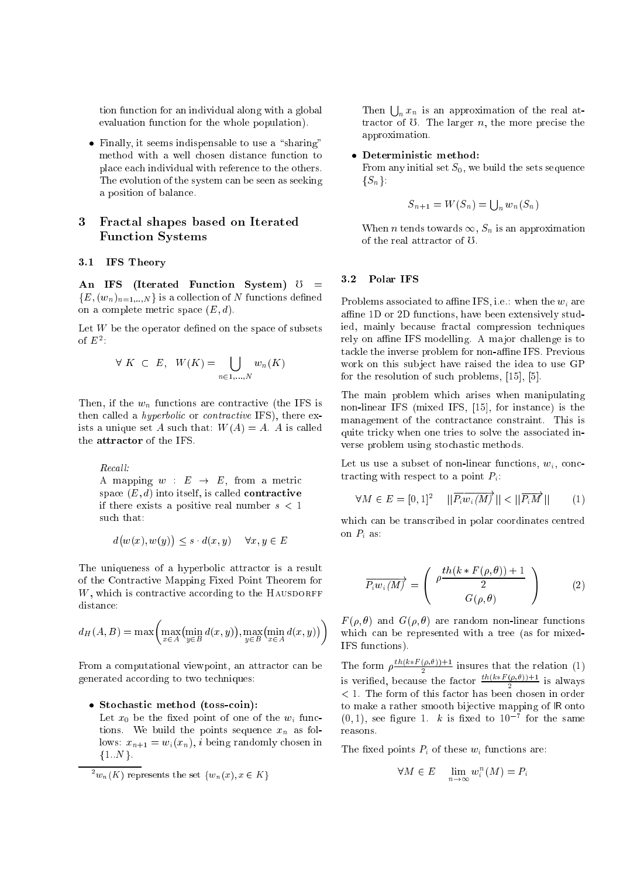tion function for an individual along with a global evaluation function for the whole population).

- Finally, it seems indispensable to use a "sharing" method with a well chosen distance function to place each individual with reference to the others. The evolution of the system can be seen as seeking a position of balance.

## 3 Fractal shapes based on Iterated Function Systems

### 3.1 IFS Theory

**An IFS (Iterated Function System)** $\mho = \{E, (w_n)_{n=1,..,N}\}$ is a collection of $N$ functions defined on a complete metric space $(E, d)$.

Let $W$ be the operator defined on the space of subsets of $E^2$:

$$\forall\ K\ \subset\ E,\ \ W(K) = \bigcup_{n \in 1,\ldots,N} w_n(K)$$

Then, if the $w_n$ functions are contractive (the IFS is then called a *hyperbolic* or *contractive* IFS), there exists a unique set $A$ such that: $W(A) = A$. $A$ is called the **attractor** of the IFS.

> *Recall:*
> A mapping $w : E \rightarrow E$, from a metric space $(E, d)$ into itself, is called **contractive** if there exists a positive real number $s < 1$ such that:
>
> $$d\big(w(x), w(y)\big) \leq s \cdot d(x, y) \quad \forall x, y \in E$$

The uniqueness of a hyperbolic attractor is a result of the Contractive Mapping Fixed Point Theorem for $W$, which is contractive according to the HAUSDORFF distance:

$$d_H(A, B) = \max\bigg(\max_{x \in A}\big(\min_{y \in B} d(x, y)\big), \max_{y \in B}\big(\min_{x \in A} d(x, y)\big)\bigg)$$

From a computational viewpoint, an attractor can be generated according to two techniques:

- **Stochastic method (toss-coin):**
  Let $x_0$ be the fixed point of one of the $w_i$ functions. We build the points sequence $x_n$ as follows: $x_{n+1} = w_i(x_n)$, $i$ being randomly chosen in $\{1..N\}$.
  Then $\bigcup_n x_n$ is an approximation of the real attractor of $\mho$. The larger $n$, the more precise the approximation.

- **Deterministic method:**
  From any initial set $S_0$, we build the sets sequence $\{S_n\}$:

  $$S_{n+1} = W(S_n) = \textstyle\bigcup_n w_n(S_n)$$

  When $n$ tends towards $\infty$, $S_n$ is an approximation of the real attractor of $\mho$.

[2] $w_n(K)$ represents the set $\{w_n(x), x \in K\}$

### 3.2 Polar IFS

Problems associated to affine IFS, i.e.: when the $w_i$ are affine 1D or 2D functions, have been extensively studied, mainly because fractal compression techniques rely on affine IFS modelling. A major challenge is to tackle the inverse problem for non-affine IFS. Previous work on this subject have raised the idea to use GP for the resolution of such problems, [15], [5].

The main problem which arises when manipulating non-linear IFS (mixed IFS, [15], for instance) is the management of the contractance constraint. This is quite tricky when one tries to solve the associated inverse problem using stochastic methods.

Let us use a subset of non-linear functions, $w_i$, conctracting with respect to a point $P_i$:

$$\forall M \in E = [0,1]^2 \quad ||\overrightarrow{P_i w_i(M)}|| < ||\overrightarrow{P_i M}|| \qquad (1)$$

which can be transcribed in polar coordinates centred on $P_i$ as:

$$\overrightarrow{P_i w_i(M)} = \left( \begin{array}{c} \rho\dfrac{th(k * F(\rho,\theta)) + 1}{2} \\ G(\rho,\theta) \end{array} \right) \qquad (2)$$

$F(\rho, \theta)$ and $G(\rho, \theta)$ are random non-linear functions which can be represented with a tree (as for mixed-IFS functions).

The form $\rho\frac{th(k*F(\rho,\theta))+1}{2}$ insures that the relation (1) is verified, because the factor $\frac{th(k*F(\rho,\theta))+1}{2}$ is always $< 1$. The form of this factor has been chosen in order to make a rather smooth bijective mapping of $\mathbb{R}$ onto $(0, 1)$, see figure 1. $k$ is fixed to $10^{-7}$ for the same reasons.

The fixed points $P_i$ of these $w_i$ functions are:

$$\forall M \in E \quad \lim_{n \to \infty} w_i^n(M) = P_i$$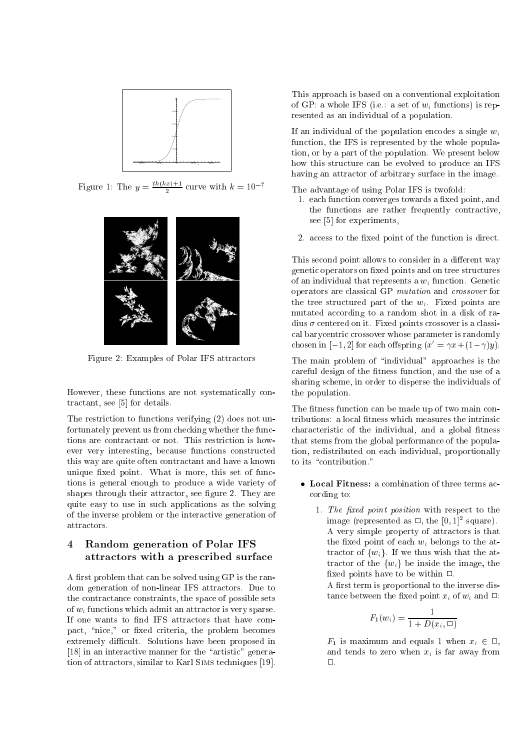Figure 1: The $y = \frac{th(kx)+1}{2}$ curve with $k = 10^{-7}$

Figure 2: Examples of Polar IFS attractors

However, these functions are not systematically contractant, see [5] for details.

The restriction to functions verifying (2) does not unfortunately prevent us from checking whether the functions are contractant or not. This restriction is however very interesting, because functions constructed this way are quite often contractant and have a known unique fixed point. What is more, this set of functions is general enough to produce a wide variety of shapes through their attractor, see figure 2. They are quite easy to use in such applications as the solving of the inverse problem or the interactive generation of attractors.

## 4 Random generation of Polar IFS attractors with a prescribed surface

A first problem that can be solved using GP is the random generation of non-linear IFS attractors. Due to the contractance constraints, the space of possible sets of $w_i$ functions which admit an attractor is very sparse. If one wants to find IFS attractors that have compact, "nice," or fixed criteria, the problem becomes extremely difficult. Solutions have been proposed in [18] in an interactive manner for the "artistic" generation of attractors, similar to Karl Sims techniques [19].

This approach is based on a conventional exploitation of GP: a whole IFS (i.e.: a set of $w_i$ functions) is represented as an individual of a population.

If an individual of the population encodes a single $w_i$ function, the IFS is represented by the whole population, or by a part of the population. We present below how this structure can be evolved to produce an IFS having an attractor of arbitrary surface in the image.

The advantage of using Polar IFS is twofold:

1. each function converges towards a fixed point, and the functions are rather frequently contractive, see [5] for experiments,
2. access to the fixed point of the function is direct.

This second point allows to consider in a different way genetic operators on fixed points and on tree structures of an individual that represents a $w_i$ function. Genetic operators are classical GP *mutation* and *crossover* for the tree structured part of the $w_i$. Fixed points are mutated according to a random shot in a disk of radius $\sigma$ centered on it. Fixed points crossover is a classical barycentric crossover whose parameter is randomly chosen in $[-1, 2]$ for each offspring ($x' = \gamma x + (1-\gamma)y$).

The main problem of "individual" approaches is the careful design of the fitness function, and the use of a sharing scheme, in order to disperse the individuals of the population.

The fitness function can be made up of two main contributions: a local fitness which measures the intrinsic characteristic of the individual, and a global fitness that stems from the global performance of the population, redistributed on each individual, proportionally to its "contribution."

- **Local Fitness:** a combination of three terms according to:
  1. *The fixed point position* with respect to the image (represented as $\square$, the $[0, 1]^2$ square). A very simple property of attractors is that the fixed point of each $w_i$ belongs to the attractor of $\{w_i\}$. If we thus wish that the attractor of the $\{w_i\}$ be inside the image, the fixed points have to be within $\square$.

     A first term is proportional to the inverse distance between the fixed point $x_i$ of $w_i$ and $\square$:

     $$F_1(w_i) = \frac{1}{1 + D(x_i, \square)}$$

     $F_1$ is maximum and equals 1 when $x_i \in \square$, and tends to zero when $x_i$ is far away from $\square$.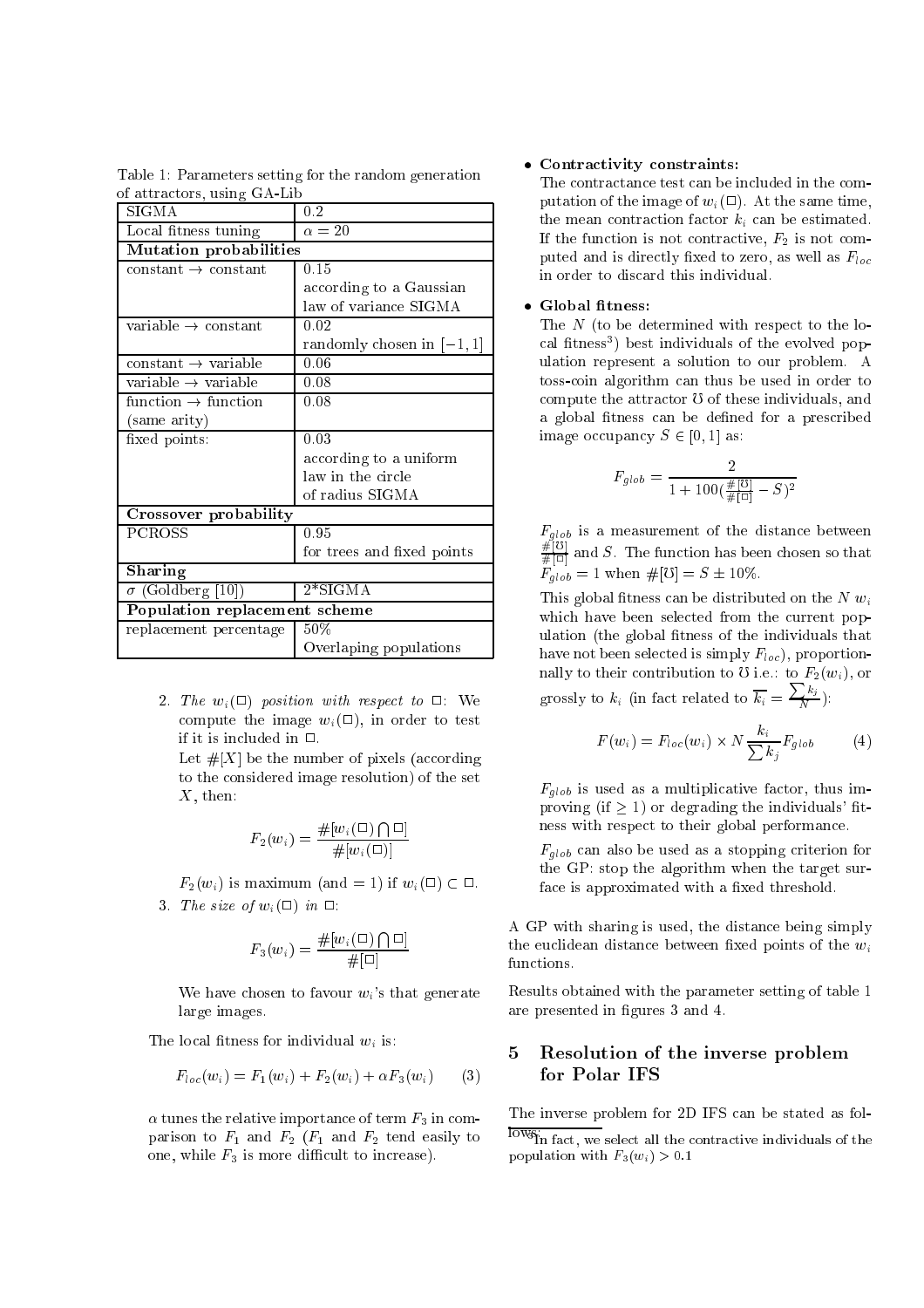Table 1: Parameters setting for the random generation of attractors, using GA-Lib

| SIGMA | 0.2 |
| --- | --- |
| Local fitness tuning | $\alpha = 20$ |
| **Mutation probabilities** | |
| constant $\to$ constant | 0.15 according to a Gaussian law of variance SIGMA |
| variable $\to$ constant | 0.02 randomly chosen in $[-1, 1]$ |
| constant $\to$ variable | 0.06 |
| variable $\to$ variable | 0.08 |
| function $\to$ function (same arity) | 0.08 |
| fixed points: | 0.03 according to a uniform law in the circle of radius SIGMA |
| **Crossover probability** | |
| PCROSS | 0.95 for trees and fixed points |
| **Sharing** | |
| $\sigma$ (Goldberg [10]) | 2*SIGMA |
| **Population replacement scheme** | |
| replacement percentage | 50% Overlaping populations |

2. *The $w_i(\square)$ position with respect to $\square$*: We compute the image $w_i(\square)$, in order to test if it is included in $\square$.

   Let $\#[X]$ be the number of pixels (according to the considered image resolution) of the set $X$, then:

$$F_2(w_i) = \frac{\#[w_i(\square) \bigcap \square]}{\#[w_i(\square)]}$$

   $F_2(w_i)$ is maximum (and $= 1$) if $w_i(\square) \subset \square$.

3. *The size of $w_i(\square)$ in $\square$*:

$$F_3(w_i) = \frac{\#[w_i(\square) \bigcap \square]}{\#[\square]}$$

   We have chosen to favour $w_i$'s that generate large images.

The local fitness for individual $w_i$ is:

$$F_{loc}(w_i) = F_1(w_i) + F_2(w_i) + \alpha F_3(w_i) \qquad (3)$$

$\alpha$ tunes the relative importance of term $F_3$ in comparison to $F_1$ and $F_2$ ($F_1$ and $F_2$ tend easily to one, while $F_3$ is more difficult to increase).

- **Contractivity constraints:**
  The contractance test can be included in the computation of the image of $w_i(\square)$. At the same time, the mean contraction factor $k_i$ can be estimated. If the function is not contractive, $F_2$ is not computed and is directly fixed to zero, as well as $F_{loc}$ in order to discard this individual.

- **Global fitness:**
  The $N$ (to be determined with respect to the local fitness[3]) best individuals of the evolved population represent a solution to our problem. A toss-coin algorithm can thus be used in order to compute the attractor $\mho$ of these individuals, and a global fitness can be defined for a prescribed image occupancy $S \in [0, 1]$ as:

$$F_{glob} = \frac{2}{1 + 100(\frac{\#[\mho]}{\#[\square]} - S)^2}$$

  $F_{glob}$ is a measurement of the distance between $\frac{\#[\mho]}{\#[\square]}$ and $S$. The function has been chosen so that $F_{glob} = 1$ when $\#[\mho] = S \pm 10\%$.

  This global fitness can be distributed on the $N$ $w_i$ which have been selected from the current population (the global fitness of the individuals that have not been selected is simply $F_{loc}$), proportionnally to their contribution to $\mho$ i.e.: to $F_2(w_i)$, or grossly to $k_i$ (in fact related to $\overline{k_i} = \frac{\sum k_j}{N}$):

$$F(w_i) = F_{loc}(w_i) \times N \frac{k_i}{\sum k_j} F_{glob} \qquad (4)$$

  $F_{glob}$ is used as a multiplicative factor, thus improving (if $\geq 1$) or degrading the individuals' fitness with respect to their global performance.

  $F_{glob}$ can also be used as a stopping criterion for the GP: stop the algorithm when the target surface is approximated with a fixed threshold.

A GP with sharing is used, the distance being simply the euclidean distance between fixed points of the $w_i$ functions.

Results obtained with the parameter setting of table 1 are presented in figures 3 and 4.

## 5 Resolution of the inverse problem for Polar IFS

The inverse problem for 2D IFS can be stated as follows:

[3] In fact, we select all the contractive individuals of the population with $F_3(w_i) > 0.1$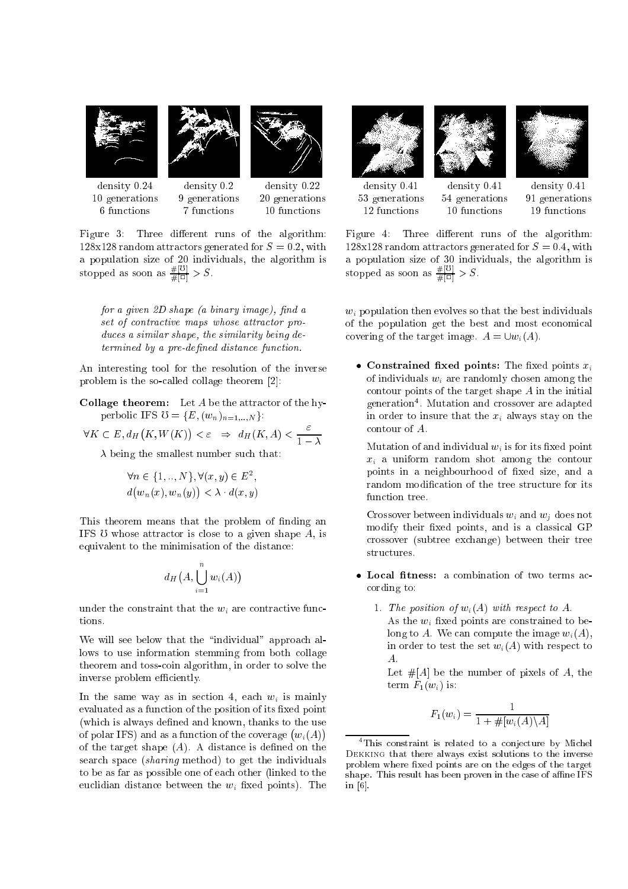| density 0.24 | density 0.2 | density 0.22 |
| --- | --- | --- |
| 10 generations | 9 generations | 20 generations |
| 6 functions | 7 functions | 10 functions |

Figure 3: Three different runs of the algorithm: 128x128 random attractors generated for $S = 0.2$, with a population size of 20 individuals, the algorithm is stopped as soon as $\frac{\#[\mho]}{\#[\square]} > S$.

| density 0.41 | density 0.41 | density 0.41 |
| --- | --- | --- |
| 53 generations | 54 generations | 91 generations |
| 12 functions | 10 functions | 19 functions |

Figure 4: Three different runs of the algorithm: 128x128 random attractors generated for $S = 0.4$, with a population size of 30 individuals, the algorithm is stopped as soon as $\frac{\#[\mho]}{\#[\square]} > S$.

> *for a given 2D shape (a binary image), find a set of contractive maps whose attractor produces a similar shape, the similarity being determined by a pre-defined distance function.*

An interesting tool for the resolution of the inverse problem is the so-called collage theorem [2]:

**Collage theorem:** Let $A$ be the attractor of the hyperbolic IFS $\mho = \{E, (w_n)_{n=1,..,N}\}$:

$$\forall K \subset E, d_H\big(K, W(K)\big) < \varepsilon \;\; \Rightarrow \;\; d_H(K, A) < \frac{\varepsilon}{1-\lambda}$$

$\lambda$ being the smallest number such that:

$$\forall n \in \{1,..,N\}, \forall (x,y) \in E^2,$$
$$d\big(w_n(x), w_n(y)\big) < \lambda \cdot d(x,y)$$

This theorem means that the problem of finding an IFS $\mho$ whose attractor is close to a given shape $A$, is equivalent to the minimisation of the distance:

$$d_H\big(A, \bigcup_{i=1}^{n} w_i(A)\big)$$

under the constraint that the $w_i$ are contractive functions.

We will see below that the "individual" approach allows to use information stemming from both collage theorem and toss-coin algorithm, in order to solve the inverse problem efficiently.

In the same way as in section 4, each $w_i$ is mainly evaluated as a function of the position of its fixed point (which is always defined and known, thanks to the use of polar IFS) and as a function of the coverage $\big(w_i(A)\big)$ of the target shape ($A$). A distance is defined on the search space (*sharing* method) to get the individuals to be as far as possible one of each other (linked to the euclidian distance between the $w_i$ fixed points). The $w_i$ population then evolves so that the best individuals of the population get the best and most economical covering of the target image. $A = \cup w_i(A)$.

- **Constrained fixed points:** The fixed points $x_i$ of individuals $w_i$ are randomly chosen among the contour points of the target shape $A$ in the initial generation[4]. Mutation and crossover are adapted in order to insure that the $x_i$ always stay on the contour of $A$.

  Mutation of and individual $w_i$ is for its fixed point $x_i$ a uniform random shot among the contour points in a neighbourhood of fixed size, and a random modification of the tree structure for its function tree.

  Crossover between individuals $w_i$ and $w_j$ does not modify their fixed points, and is a classical GP crossover (subtree exchange) between their tree structures.

- **Local fitness:** a combination of two terms according to:

  1. *The position of $w_i(A)$ with respect to $A$.* As the $w_i$ fixed points are constrained to belong to $A$. We can compute the image $w_i(A)$, in order to test the set $w_i(A)$ with respect to $A$.

     Let $\#[A]$ be the number of pixels of $A$, the term $F_1(w_i)$ is:

     $$F_1(w_i) = \frac{1}{1 + \#[w_i(A) \backslash A]}$$

[4] This constraint is related to a conjecture by Michel Dekking that there always exist solutions to the inverse problem where fixed points are on the edges of the target shape. This result has been proven in the case of affine IFS in [6].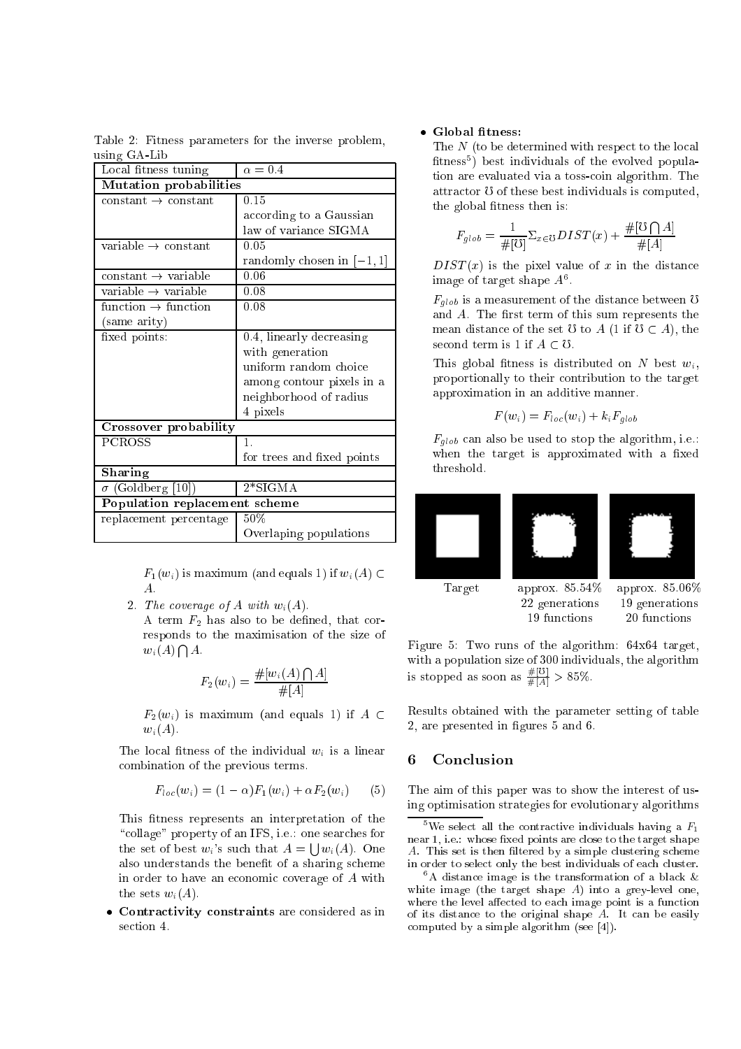Table 2: Fitness parameters for the inverse problem, using GA-Lib

| Local fitness tuning | $\alpha = 0.4$ |
|---|---|
| **Mutation probabilities** | |
| constant $\rightarrow$ constant | 0.15 according to a Gaussian law of variance SIGMA |
| variable $\rightarrow$ constant | 0.05 randomly chosen in $[-1, 1]$ |
| constant $\rightarrow$ variable | 0.06 |
| variable $\rightarrow$ variable | 0.08 |
| function $\rightarrow$ function (same arity) | 0.08 |
| fixed points: | 0.4, linearly decreasing with generation uniform random choice among contour pixels in a neighborhood of radius 4 pixels |
| **Crossover probability** | |
| PCROSS | 1. for trees and fixed points |
| **Sharing** | |
| $\sigma$ (Goldberg [10]) | 2*SIGMA |
| **Population replacement scheme** | |
| replacement percentage | 50% Overlaping populations |

$F_1(w_i)$ is maximum (and equals 1) if $w_i(A) \subset A$.

2. *The coverage of A with* $w_i(A)$.

A term $F_2$ has also to be defined, that corresponds to the maximisation of the size of $w_i(A) \bigcap A$.

$$F_2(w_i) = \frac{\#[w_i(A) \bigcap A]}{\#[A]}$$

$F_2(w_i)$ is maximum (and equals 1) if $A \subset w_i(A)$.

The local fitness of the individual $w_i$ is a linear combination of the previous terms.

$$F_{loc}(w_i) = (1 - \alpha) F_1(w_i) + \alpha F_2(w_i) \quad (5)$$

This fitness represents an interpretation of the "collage" property of an IFS, i.e.: one searches for the set of best $w_i$'s such that $A = \bigcup w_i(A)$. One also understands the benefit of a sharing scheme in order to have an economic coverage of $A$ with the sets $w_i(A)$.

- **Contractivity constraints** are considered as in section 4.

- **Global fitness:**

  The $N$ (to be determined with respect to the local fitness[5]) best individuals of the evolved population are evaluated via a toss-coin algorithm. The attractor $\mho$ of these best individuals is computed, the global fitness then is:

$$F_{glob} = \frac{1}{\#[\mho]} \Sigma_{x \in \mho} DIST(x) + \frac{\#[\mho \bigcap A]}{\#[A]}$$

  $DIST(x)$ is the pixel value of $x$ in the distance image of target shape $A$[6].

  $F_{glob}$ is a measurement of the distance between $\mho$ and $A$. The first term of this sum represents the mean distance of the set $\mho$ to $A$ (1 if $\mho \subset A$), the second term is 1 if $A \subset \mho$.

  This global fitness is distributed on $N$ best $w_i$, proportionally to their contribution to the target approximation in an additive manner.

$$F(w_i) = F_{loc}(w_i) + k_i F_{glob}$$

  $F_{glob}$ can also be used to stop the algorithm, i.e.: when the target is approximated with a fixed threshold.

| Target | approx. 85.54% 22 generations 19 functions | approx. 85.06% 19 generations 20 functions |
|---|---|---|

Figure 5: Two runs of the algorithm: 64x64 target, with a population size of 300 individuals, the algorithm is stopped as soon as $\frac{\#[\mho]}{\#[A]} > 85\%$.

Results obtained with the parameter setting of table 2, are presented in figures 5 and 6.

## 6 Conclusion

The aim of this paper was to show the interest of using optimisation strategies for evolutionary algorithms

[5] We select all the contractive individuals having a $F_1$ near 1, i.e.: whose fixed points are close to the target shape $A$. This set is then filtered by a simple clustering scheme in order to select only the best individuals of each cluster.

[6] A distance image is the transformation of a black & white image (the target shape $A$) into a grey-level one, where the level affected to each image point is a function of its distance to the original shape $A$. It can be easily computed by a simple algorithm (see [4]).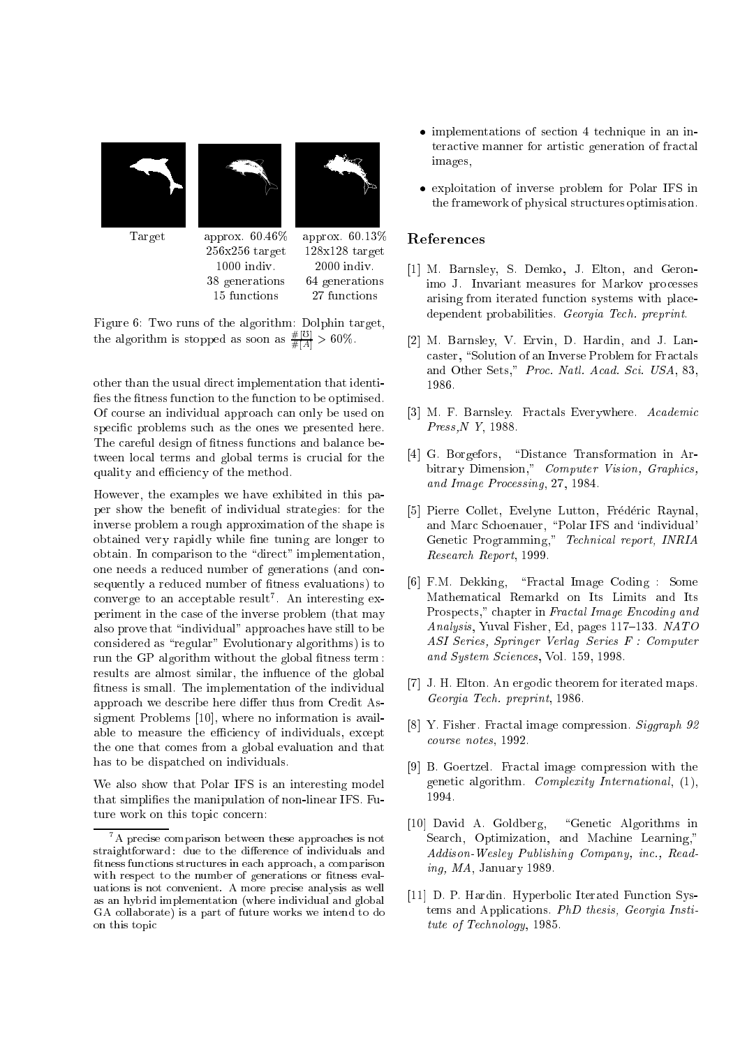| Target | approx. 60.46% | approx. 60.13% |
| --- | --- | --- |
| | 256x256 target | 128x128 target |
| | 1000 indiv. | 2000 indiv. |
| | 38 generations | 64 generations |
| | 15 functions | 27 functions |

Figure 6: Two runs of the algorithm: Dolphin target, the algorithm is stopped as soon as $\frac{\#[\mathcal{B}]}{\#[A]} > 60\%$.

other than the usual direct implementation that identifies the fitness function to the function to be optimised. Of course an individual approach can only be used on specific problems such as the ones we presented here. The careful design of fitness functions and balance between local terms and global terms is crucial for the quality and efficiency of the method.

However, the examples we have exhibited in this paper show the benefit of individual strategies: for the inverse problem a rough approximation of the shape is obtained very rapidly while fine tuning are longer to obtain. In comparison to the "direct" implementation, one needs a reduced number of generations (and consequently a reduced number of fitness evaluations) to converge to an acceptable result[7]. An interesting experiment in the case of the inverse problem (that may also prove that "individual" approaches have still to be considered as "regular" Evolutionary algorithms) is to run the GP algorithm without the global fitness term : results are almost similar, the influence of the global fitness is small. The implementation of the individual approach we describe here differ thus from Credit Assigment Problems [10], where no information is available to measure the efficiency of individuals, except the one that comes from a global evaluation and that has to be dispatched on individuals.

We also show that Polar IFS is an interesting model that simplifies the manipulation of non-linear IFS. Future work on this topic concern:

- implementations of section 4 technique in an interactive manner for artistic generation of fractal images,
- exploitation of inverse problem for Polar IFS in the framework of physical structures optimisation.

[7] A precise comparison between these approaches is not straightforward: due to the difference of individuals and fitness functions structures in each approach, a comparison with respect to the number of generations or fitness evaluations is not convenient. A more precise analysis as well as an hybrid implementation (where individual and global GA collaborate) is a part of future works we intend to do on this topic

## References

[1] M. Barnsley, S. Demko, J. Elton, and Geronimo J. Invariant measures for Markov processes arising from iterated function systems with place-dependent probabilities. *Georgia Tech. preprint.*

[2] M. Barnsley, V. Ervin, D. Hardin, and J. Lancaster, "Solution of an Inverse Problem for Fractals and Other Sets," *Proc. Natl. Acad. Sci. USA*, 83, 1986.

[3] M. F. Barnsley. Fractals Everywhere. *Academic Press,N Y*, 1988.

[4] G. Borgefors, "Distance Transformation in Arbitrary Dimension," *Computer Vision, Graphics, and Image Processing*, 27, 1984.

[5] Pierre Collet, Evelyne Lutton, Frédéric Raynal, and Marc Schoenauer, "Polar IFS and 'individual' Genetic Programming," *Technical report, INRIA Research Report*, 1999.

[6] F.M. Dekking, "Fractal Image Coding : Some Mathematical Remarkd on Its Limits and Its Prospects," chapter in *Fractal Image Encoding and Analysis*, Yuval Fisher, Ed, pages 117–133. *NATO ASI Series, Springer Verlag Series F : Computer and System Sciences*, Vol. 159, 1998.

[7] J. H. Elton. An ergodic theorem for iterated maps. *Georgia Tech. preprint*, 1986.

[8] Y. Fisher. Fractal image compression. *Siggraph 92 course notes*, 1992.

[9] B. Goertzel. Fractal image compression with the genetic algorithm. *Complexity International*, (1), 1994.

[10] David A. Goldberg, "Genetic Algorithms in Search, Optimization, and Machine Learning," *Addison-Wesley Publishing Company, inc., Reading, MA*, January 1989.

[11] D. P. Hardin. Hyperbolic Iterated Function Systems and Applications. *PhD thesis, Georgia Institute of Technology*, 1985.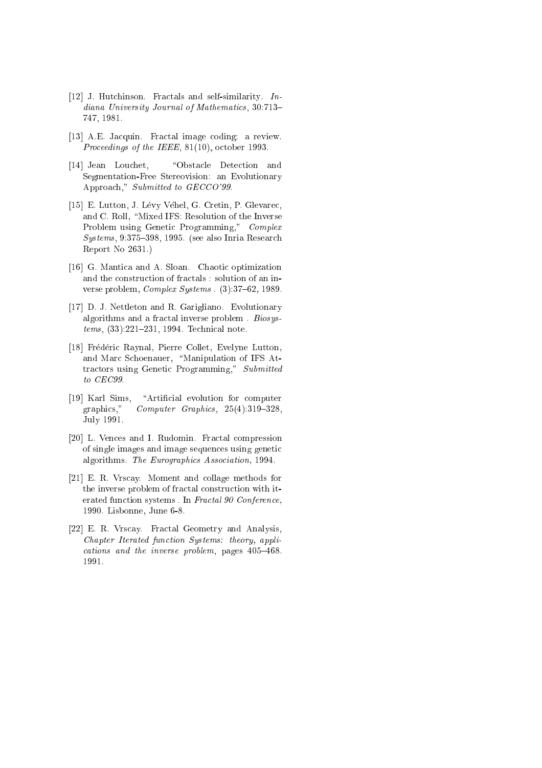[12] J. Hutchinson. Fractals and self-similarity. *Indiana University Journal of Mathematics*, 30:713–747, 1981.

[13] A.E. Jacquin. Fractal image coding: a review. *Proceedings of the IEEE*, 81(10), october 1993.

[14] Jean Louchet, "Obstacle Detection and Segmentation-Free Stereovision: an Evolutionary Approach," *Submitted to GECCO'99.*

[15] E. Lutton, J. Lévy Véhel, G. Cretin, P. Glevarec, and C. Roll, "Mixed IFS: Resolution of the Inverse Problem using Genetic Programming," *Complex Systems*, 9:375–398, 1995. (see also Inria Research Report No 2631.)

[16] G. Mantica and A. Sloan. Chaotic optimization and the construction of fractals : solution of an inverse problem, *Complex Systems* . (3):37–62, 1989.

[17] D. J. Nettleton and R. Garigliano. Evolutionary algorithms and a fractal inverse problem . *Biosystems*, (33):221–231, 1994. Technical note.

[18] Frédéric Raynal, Pierre Collet, Evelyne Lutton, and Marc Schoenauer, "Manipulation of IFS Attractors using Genetic Programming," *Submitted to CEC99.*

[19] Karl Sims, "Artificial evolution for computer graphics," *Computer Graphics*, 25(4):319–328, July 1991.

[20] L. Vences and I. Rudomin. Fractal compression of single images and image sequences using genetic algorithms. *The Eurographics Association*, 1994.

[21] E. R. Vrscay. Moment and collage methods for the inverse problem of fractal construction with iterated function systems . In *Fractal 90 Conference*, 1990. Lisbonne, June 6-8.

[22] E. R. Vrscay. Fractal Geometry and Analysis, *Chapter Iterated function Systems: theory, applications and the inverse problem*, pages 405–468. 1991.